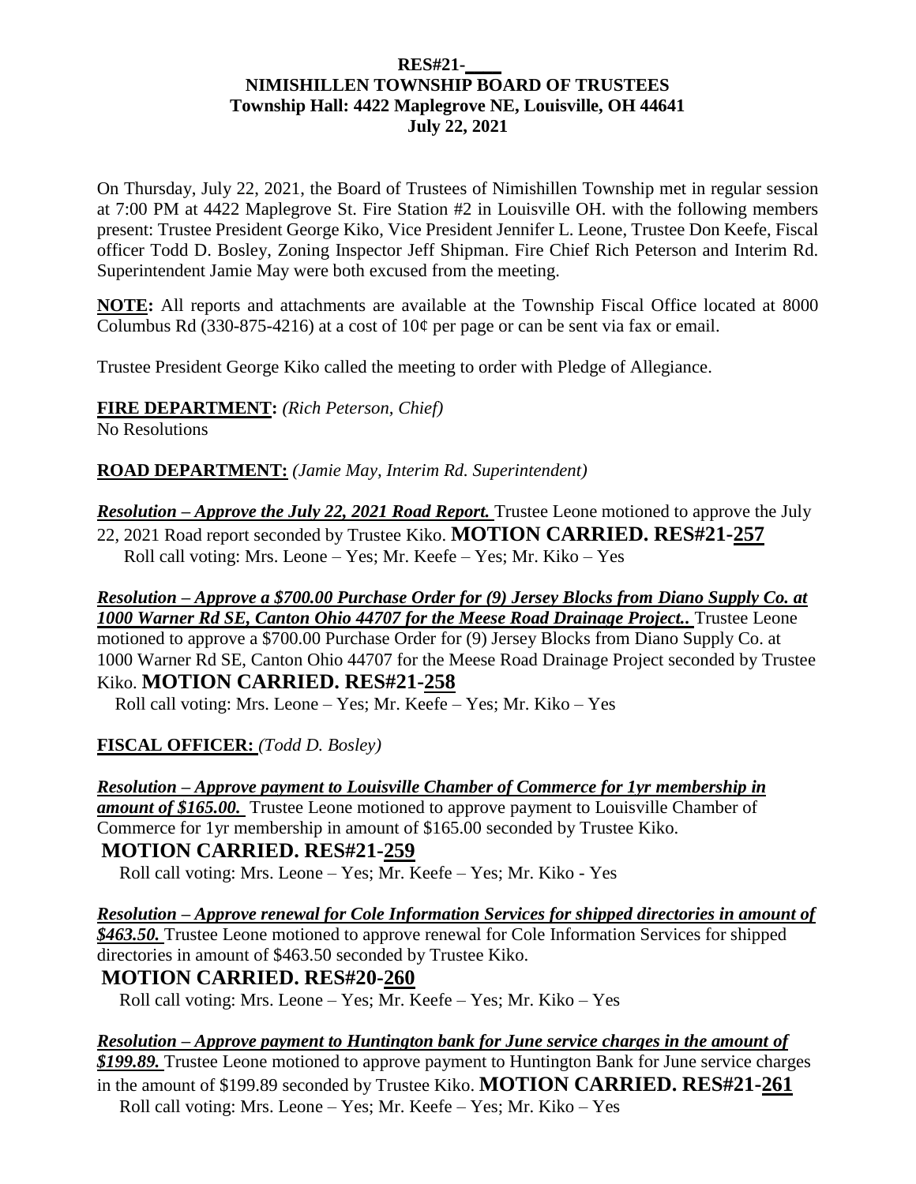**RES#21-\_\_\_\_**
**NIMISHILLEN TOWNSHIP BOARD OF TRUSTEES**
**Township Hall: 4422 Maplegrove NE, Louisville, OH 44641**
**July 22, 2021**

On Thursday, July 22, 2021, the Board of Trustees of Nimishillen Township met in regular session at 7:00 PM at 4422 Maplegrove St. Fire Station #2 in Louisville OH. with the following members present: Trustee President George Kiko, Vice President Jennifer L. Leone, Trustee Don Keefe, Fiscal officer Todd D. Bosley, Zoning Inspector Jeff Shipman. Fire Chief Rich Peterson and Interim Rd. Superintendent Jamie May were both excused from the meeting.

**NOTE:** All reports and attachments are available at the Township Fiscal Office located at 8000 Columbus Rd (330-875-4216) at a cost of 10¢ per page or can be sent via fax or email.

Trustee President George Kiko called the meeting to order with Pledge of Allegiance.

**FIRE DEPARTMENT:** *(Rich Peterson, Chief)*
No Resolutions

**ROAD DEPARTMENT:** *(Jamie May, Interim Rd. Superintendent)*

***Resolution – Approve the July 22, 2021 Road Report.*** Trustee Leone motioned to approve the July 22, 2021 Road report seconded by Trustee Kiko. **MOTION CARRIED. RES#21-257**
Roll call voting: Mrs. Leone – Yes; Mr. Keefe – Yes; Mr. Kiko – Yes

***Resolution – Approve a $700.00 Purchase Order for (9) Jersey Blocks from Diano Supply Co. at 1000 Warner Rd SE, Canton Ohio 44707 for the Meese Road Drainage Project..*** Trustee Leone motioned to approve a $700.00 Purchase Order for (9) Jersey Blocks from Diano Supply Co. at 1000 Warner Rd SE, Canton Ohio 44707 for the Meese Road Drainage Project seconded by Trustee Kiko. **MOTION CARRIED. RES#21-258**
Roll call voting: Mrs. Leone – Yes; Mr. Keefe – Yes; Mr. Kiko – Yes

**FISCAL OFFICER:** *(Todd D. Bosley)*

***Resolution – Approve payment to Louisville Chamber of Commerce for 1yr membership in amount of $165.00.*** Trustee Leone motioned to approve payment to Louisville Chamber of Commerce for 1yr membership in amount of $165.00 seconded by Trustee Kiko.
**MOTION CARRIED. RES#21-259**
Roll call voting: Mrs. Leone – Yes; Mr. Keefe – Yes; Mr. Kiko - Yes

***Resolution – Approve renewal for Cole Information Services for shipped directories in amount of $463.50.*** Trustee Leone motioned to approve renewal for Cole Information Services for shipped directories in amount of $463.50 seconded by Trustee Kiko.
**MOTION CARRIED. RES#20-260**
Roll call voting: Mrs. Leone – Yes; Mr. Keefe – Yes; Mr. Kiko – Yes

***Resolution – Approve payment to Huntington bank for June service charges in the amount of $199.89.*** Trustee Leone motioned to approve payment to Huntington Bank for June service charges in the amount of $199.89 seconded by Trustee Kiko. **MOTION CARRIED. RES#21-261**
Roll call voting: Mrs. Leone – Yes; Mr. Keefe – Yes; Mr. Kiko – Yes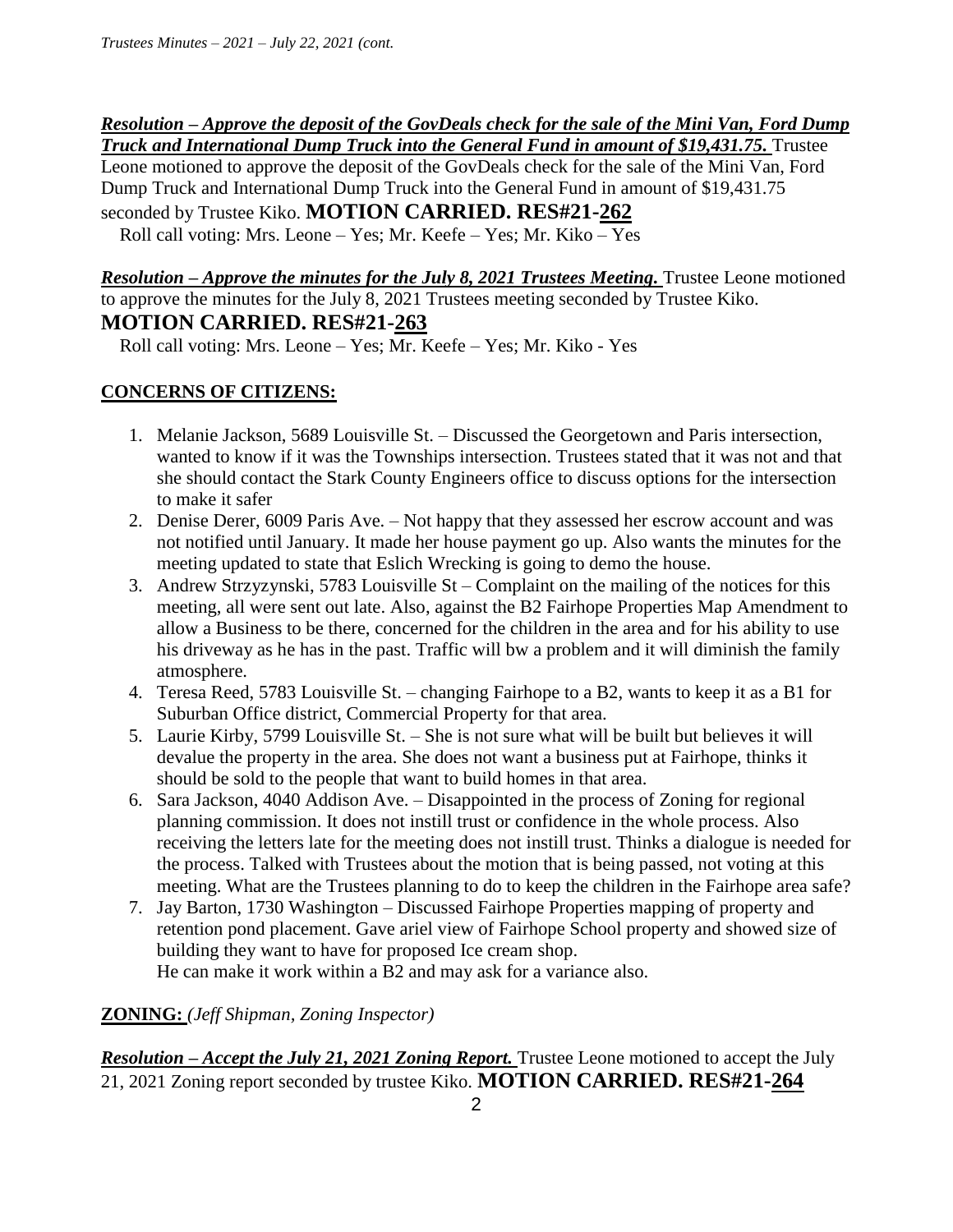***Resolution – Approve the deposit of the GovDeals check for the sale of the Mini Van, Ford Dump Truck and International Dump Truck into the General Fund in amount of $19,431.75.*** Trustee Leone motioned to approve the deposit of the GovDeals check for the sale of the Mini Van, Ford Dump Truck and International Dump Truck into the General Fund in amount of $19,431.75 seconded by Trustee Kiko. **MOTION CARRIED. RES#21-262**

Roll call voting: Mrs. Leone – Yes; Mr. Keefe – Yes; Mr. Kiko – Yes

***Resolution – Approve the minutes for the July 8, 2021 Trustees Meeting.*** Trustee Leone motioned to approve the minutes for the July 8, 2021 Trustees meeting seconded by Trustee Kiko. **MOTION CARRIED. RES#21-263**

Roll call voting: Mrs. Leone – Yes; Mr. Keefe – Yes; Mr. Kiko - Yes

**CONCERNS OF CITIZENS:**

1. Melanie Jackson, 5689 Louisville St. – Discussed the Georgetown and Paris intersection, wanted to know if it was the Townships intersection. Trustees stated that it was not and that she should contact the Stark County Engineers office to discuss options for the intersection to make it safer
2. Denise Derer, 6009 Paris Ave. – Not happy that they assessed her escrow account and was not notified until January. It made her house payment go up. Also wants the minutes for the meeting updated to state that Eslich Wrecking is going to demo the house.
3. Andrew Strzyzynski, 5783 Louisville St – Complaint on the mailing of the notices for this meeting, all were sent out late. Also, against the B2 Fairhope Properties Map Amendment to allow a Business to be there, concerned for the children in the area and for his ability to use his driveway as he has in the past. Traffic will bw a problem and it will diminish the family atmosphere.
4. Teresa Reed, 5783 Louisville St. – changing Fairhope to a B2, wants to keep it as a B1 for Suburban Office district, Commercial Property for that area.
5. Laurie Kirby, 5799 Louisville St. – She is not sure what will be built but believes it will devalue the property in the area. She does not want a business put at Fairhope, thinks it should be sold to the people that want to build homes in that area.
6. Sara Jackson, 4040 Addison Ave. – Disappointed in the process of Zoning for regional planning commission. It does not instill trust or confidence in the whole process. Also receiving the letters late for the meeting does not instill trust. Thinks a dialogue is needed for the process. Talked with Trustees about the motion that is being passed, not voting at this meeting. What are the Trustees planning to do to keep the children in the Fairhope area safe?
7. Jay Barton, 1730 Washington – Discussed Fairhope Properties mapping of property and retention pond placement. Gave ariel view of Fairhope School property and showed size of building they want to have for proposed Ice cream shop.
   He can make it work within a B2 and may ask for a variance also.

**ZONING:** *(Jeff Shipman, Zoning Inspector)*

***Resolution – Accept the July 21, 2021 Zoning Report.*** Trustee Leone motioned to accept the July 21, 2021 Zoning report seconded by trustee Kiko. **MOTION CARRIED. RES#21-264**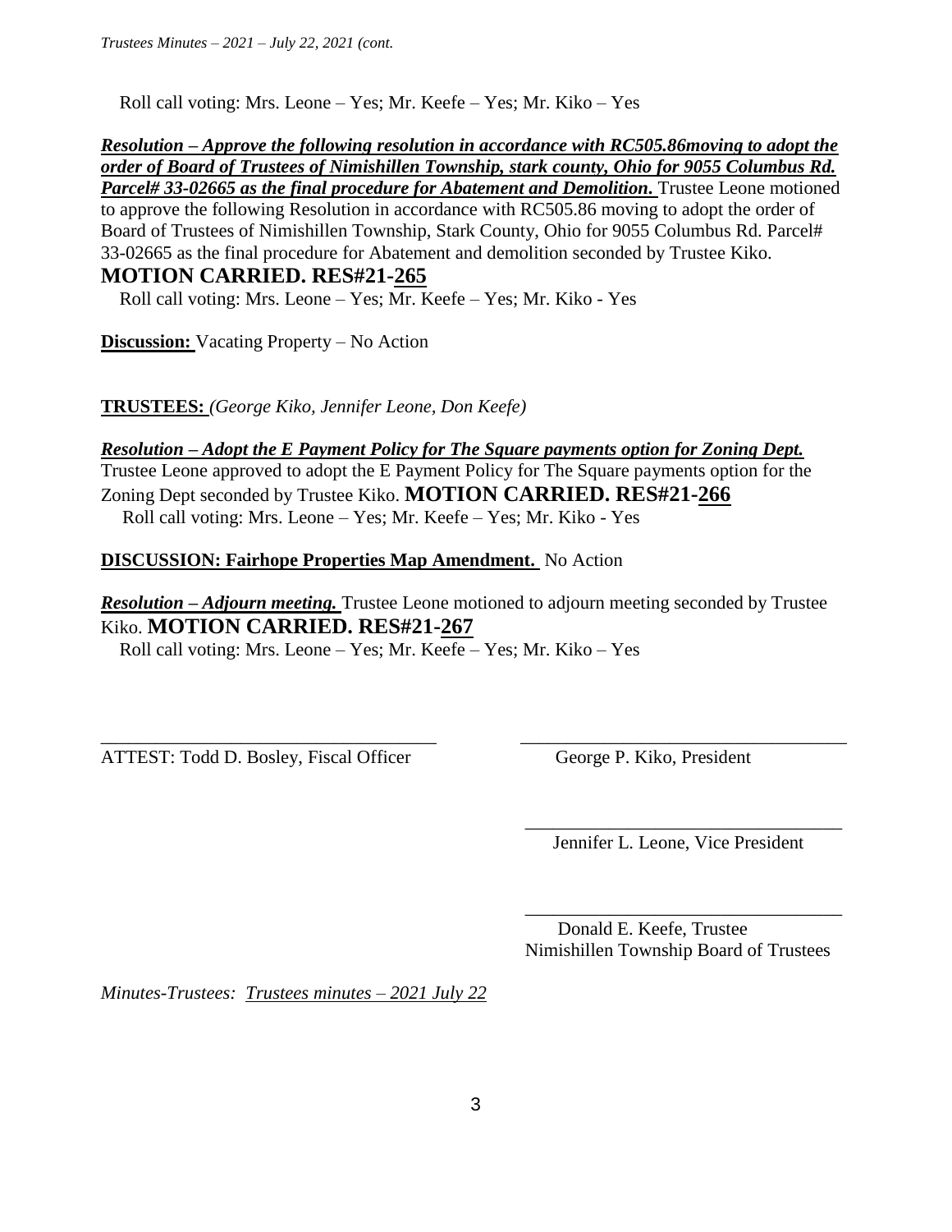Roll call voting: Mrs. Leone – Yes; Mr. Keefe – Yes; Mr. Kiko – Yes

***Resolution – Approve the following resolution in accordance with RC505.86moving to adopt the order of Board of Trustees of Nimishillen Township, stark county, Ohio for 9055 Columbus Rd. Parcel# 33-02665 as the final procedure for Abatement and Demolition.*** Trustee Leone motioned to approve the following Resolution in accordance with RC505.86 moving to adopt the order of Board of Trustees of Nimishillen Township, Stark County, Ohio for 9055 Columbus Rd. Parcel# 33-02665 as the final procedure for Abatement and demolition seconded by Trustee Kiko.

**MOTION CARRIED. RES#21-265**

Roll call voting: Mrs. Leone – Yes; Mr. Keefe – Yes; Mr. Kiko - Yes

**Discussion:** Vacating Property – No Action

**TRUSTEES:** *(George Kiko, Jennifer Leone, Don Keefe)*

***Resolution – Adopt the E Payment Policy for The Square payments option for Zoning Dept.*** Trustee Leone approved to adopt the E Payment Policy for The Square payments option for the Zoning Dept seconded by Trustee Kiko. **MOTION CARRIED. RES#21-266**

Roll call voting: Mrs. Leone – Yes; Mr. Keefe – Yes; Mr. Kiko - Yes

**DISCUSSION: Fairhope Properties Map Amendment.** No Action

***Resolution – Adjourn meeting.*** Trustee Leone motioned to adjourn meeting seconded by Trustee Kiko. **MOTION CARRIED. RES#21-267**

Roll call voting: Mrs. Leone – Yes; Mr. Keefe – Yes; Mr. Kiko – Yes

___________________________________ ATTEST: Todd D. Bosley, Fiscal Officer

___________________________________ George P. Kiko, President

___________________________________ Jennifer L. Leone, Vice President

___________________________________ Donald E. Keefe, Trustee
Nimishillen Township Board of Trustees

*Minutes-Trustees: Trustees minutes – 2021 July 22*